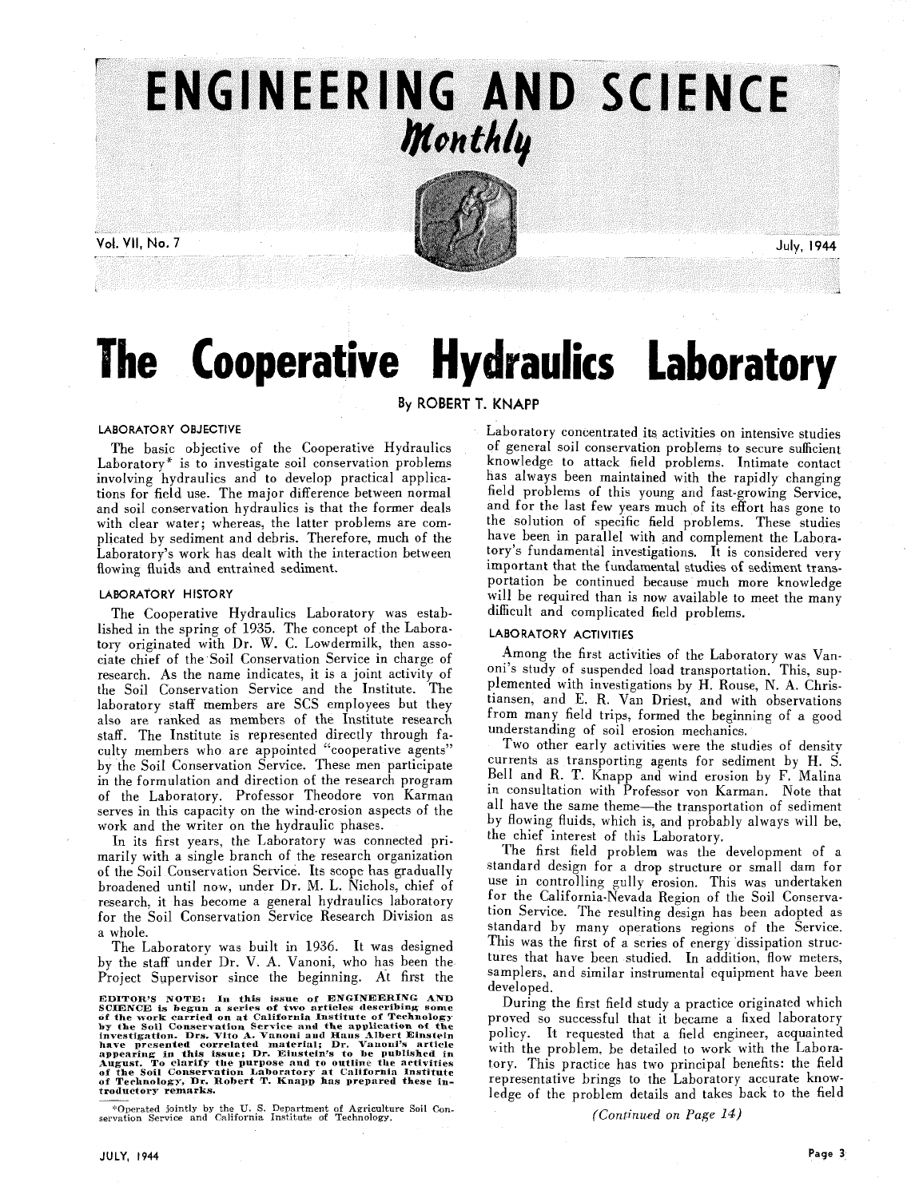# ENGINEERING AND SCIENCE Monthly

Vol. VII, No. 7 — July, 1944

# The Cooperative Hydraulics Laboratory

By ROBERT T. KNAPP

## LABORATORY OBJECTIVE

The basic objective of the Cooperative Hydraulics Laboratory* is to investigate soil conservation problems involving hydraulics and to develop practical applications for field use. The major difference between normal and soil conservation hydraulics is that the former deals with clear water; whereas, the latter problems are complicated by sediment and debris. Therefore, much of the Laboratory's work has dealt with the interaction between flowing fluids and entrained sediment.

## LABORATORY HISTORY

The Cooperative Hydraulics Laboratory was established in the spring of 1935. The concept of the Laboratory originated with Dr. W. C. Lowdermilk, then associate chief of the Soil Conservation Service in charge of research. As the name indicates, it is a joint activity of the Soil Conservation Service and the Institute. The laboratory staff members are SCS employees but they also are ranked as members of the Institute research staff. The Institute is represented directly through faculty members who are appointed "cooperative agents" by the Soil Conservation Service. These men participate in the formulation and direction of the research program of the Laboratory. Professor Theodore von Karman serves in this capacity on the wind-erosion aspects of the work and the writer on the hydraulic phases.

In its first years, the Laboratory was connected primarily with a single branch of the research organization of the Soil Conservation Service. Its scope has gradually broadened until now, under Dr. M. L. Nichols, chief of research, it has become a general hydraulics laboratory for the Soil Conservation Service Research Division as a whole.

The Laboratory was built in 1936. It was designed by the staff under Dr. V. A. Vanoni, who has been the Project Supervisor since the beginning. At first the Laboratory concentrated its activities on intensive studies of general soil conservation problems to secure sufficient knowledge to attack field problems. Intimate contact has always been maintained with the rapidly changing field problems of this young and fast-growing Service, and for the last few years much of its effort has gone to the solution of specific field problems. These studies have been in parallel with and complement the Laboratory's fundamental investigations. It is considered very important that the fundamental studies of sediment transportation be continued because much more knowledge will be required than is now available to meet the many difficult and complicated field problems.

## LABORATORY ACTIVITIES

Among the first activities of the Laboratory was Vanoni's study of suspended load transportation. This, supplemented with investigations by H. Rouse, N. A. Christiansen, and E. R. Van Driest, and with observations from many field trips, formed the beginning of a good understanding of soil erosion mechanics.

Two other early activities were the studies of density currents as transporting agents for sediment by H. S. Bell and R. T. Knapp and wind erosion by F. Malina in consultation with Professor von Karman. Note that all have the same theme—the transportation of sediment by flowing fluids, which is, and probably always will be, the chief interest of this Laboratory.

The first field problem was the development of a standard design for a drop structure or small dam for use in controlling gully erosion. This was undertaken for the California-Nevada Region of the Soil Conservation Service. The resulting design has been adopted as standard by many operations regions of the Service. This was the first of a series of energy dissipation structures that have been studied. In addition, flow meters, samplers, and similar instrumental equipment have been developed.

During the first field study a practice originated which proved so successful that it became a fixed laboratory policy. It requested that a field engineer, acquainted with the problem, be detailed to work with the Laboratory. This practice has two principal benefits: the field representative brings to the Laboratory accurate knowledge of the problem details and takes back to the field

*(Continued on Page 14)*

EDITOR'S NOTE: In this issue of ENGINEERING AND SCIENCE is begun a series of two articles describing some of the work carried on at California Institute of Technology by the Soil Conservation Service and the application of the investigation. Drs. Vito A. Vanoni and Hans Albert Einstein have presented correlated material; Dr. Vanoni's article appearing in this issue; Dr. Einstein's to be published in August. To clarify the purpose and to outline the activities of the Soil Conservation Laboratory at California Institute of Technology, Dr. Robert T. Knapp has prepared these introductory remarks.

*Operated jointly by the U. S. Department of Agriculture Soil Conservation Service and California Institute of Technology.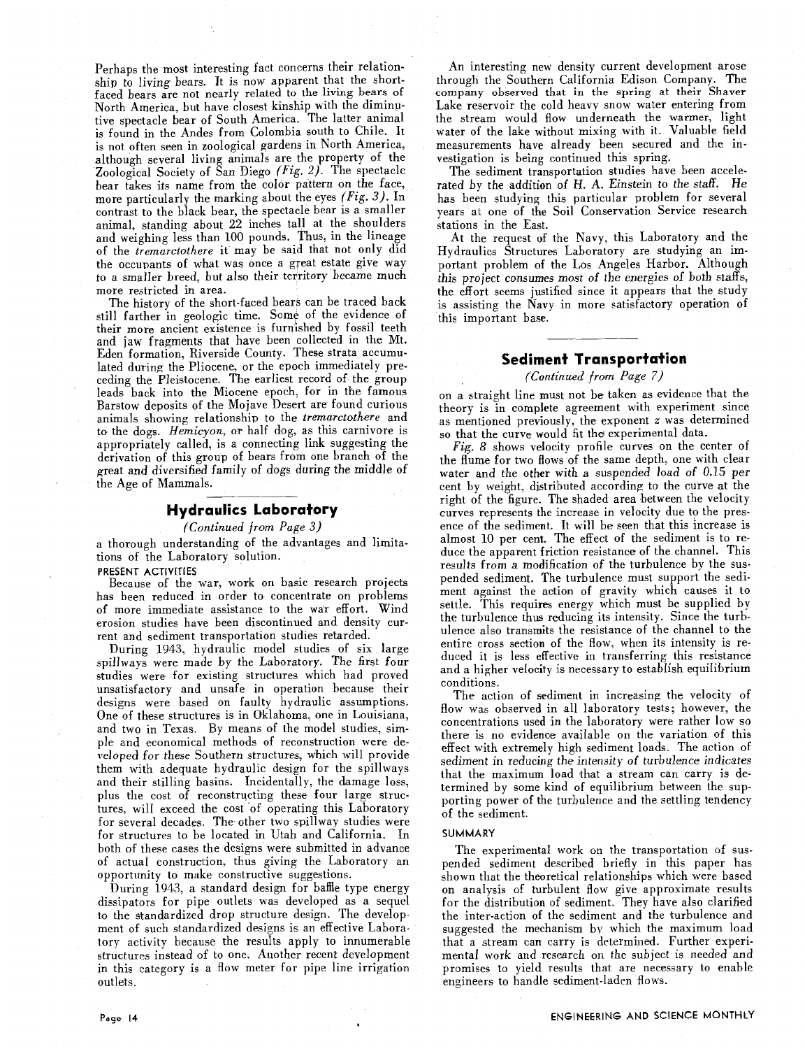Perhaps the most interesting fact concerns their relationship to living bears. It is now apparent that the short-faced bears are not nearly related to the living bears of North America, but have closest kinship with the diminutive spectacle bear of South America. The latter animal is found in the Andes from Colombia south to Chile. It is not often seen in zoological gardens in North America, although several living animals are the property of the Zoological Society of San Diego *(Fig. 2)*. The spectacle bear takes its name from the color pattern on the face, more particularly the marking about the eyes *(Fig. 3)*. In contrast to the black bear, the spectacle bear is a smaller animal, standing about 22 inches tall at the shoulders and weighing less than 100 pounds. Thus, in the lineage of the *tremarctothere* it may be said that not only did the occupants of what was once a great estate give way to a smaller breed, but also their territory became much more restricted in area.

The history of the short-faced bears can be traced back still farther in geologic time. Some of the evidence of their more ancient existence is furnished by fossil teeth and jaw fragments that have been collected in the Mt. Eden formation, Riverside County. These strata accumulated during the Pliocene, or the epoch immediately preceding the Pleistocene. The earliest record of the group leads back into the Miocene epoch, for in the famous Barstow deposits of the Mojave Desert are found curious animals showing relationship to the *tremarctothere* and to the dogs. *Hemicyon*, or half dog, as this carnivore is appropriately called, is a connecting link suggesting the derivation of this group of bears from one branch of the great and diversified family of dogs during the middle of the Age of Mammals.

## Hydraulics Laboratory

*(Continued from Page 3)*

a thorough understanding of the advantages and limitations of the Laboratory solution.

### PRESENT ACTIVITIES

Because of the war, work on basic research projects has been reduced in order to concentrate on problems of more immediate assistance to the war effort. Wind erosion studies have been discontinued and density current and sediment transportation studies retarded.

During 1943, hydraulic model studies of six large spillways were made by the Laboratory. The first four studies were for existing structures which had proved unsatisfactory and unsafe in operation because their designs were based on faulty hydraulic assumptions. One of these structures is in Oklahoma, one in Louisiana, and two in Texas. By means of the model studies, simple and economical methods of reconstruction were developed for these Southern structures, which will provide them with adequate hydraulic design for the spillways and their stilling basins. Incidentally, the damage loss, plus the cost of reconstructing these four large structures, will exceed the cost of operating this Laboratory for several decades. The other two spillway studies were for structures to be located in Utah and California. In both of these cases the designs were submitted in advance of actual construction, thus giving the Laboratory an opportunity to make constructive suggestions.

During 1943, a standard design for baffle type energy dissipators for pipe outlets was developed as a sequel to the standardized drop structure design. The development of such standardized designs is an effective Laboratory activity because the results apply to innumerable structures instead of to one. Another recent development in this category is a flow meter for pipe line irrigation outlets.

An interesting new density current development arose through the Southern California Edison Company. The company observed that in the spring at their Shaver Lake reservoir the cold heavy snow water entering from the stream would flow underneath the warmer, light water of the lake without mixing with it. Valuable field measurements have already been secured and the investigation is being continued this spring.

The sediment transportation studies have been accelerated by the addition of H. A. Einstein to the staff. He has been studying this particular problem for several years at one of the Soil Conservation Service research stations in the East.

At the request of the Navy, this Laboratory and the Hydraulics Structures Laboratory are studying an important problem of the Los Angeles Harbor. Although this project consumes most of the energies of both staffs, the effort seems justified since it appears that the study is assisting the Navy in more satisfactory operation of this important base.

## Sediment Transportation

*(Continued from Page 7)*

on a straight line must not be taken as evidence that the theory is in complete agreement with experiment since as mentioned previously, the exponent $z$ was determined so that the curve would fit the experimental data.

*Fig. 8* shows velocity profile curves on the center of the flume for two flows of the same depth, one with clear water and the other with a suspended load of 0.15 per cent by weight, distributed according to the curve at the right of the figure. The shaded area between the velocity curves represents the increase in velocity due to the presence of the sediment. It will be seen that this increase is almost 10 per cent. The effect of the sediment is to reduce the apparent friction resistance of the channel. This results from a modification of the turbulence by the suspended sediment. The turbulence must support the sediment against the action of gravity which causes it to settle. This requires energy which must be supplied by the turbulence thus reducing its intensity. Since the turbulence also transmits the resistance of the channel to the entire cross section of the flow, when its intensity is reduced it is less effective in transferring this resistance and a higher velocity is necessary to establish equilibrium conditions.

The action of sediment in increasing the velocity of flow was observed in all laboratory tests; however, the concentrations used in the laboratory were rather low so there is no evidence available on the variation of this effect with extremely high sediment loads. The action of sediment in reducing the intensity of turbulence indicates that the maximum load that a stream can carry is determined by some kind of equilibrium between the supporting power of the turbulence and the settling tendency of the sediment.

### SUMMARY

The experimental work on the transportation of suspended sediment described briefly in this paper has shown that the theoretical relationships which were based on analysis of turbulent flow give approximate results for the distribution of sediment. They have also clarified the inter-action of the sediment and the turbulence and suggested the mechanism by which the maximum load that a stream can carry is determined. Further experimental work and research on the subject is needed and promises to yield results that are necessary to enable engineers to handle sediment-laden flows.